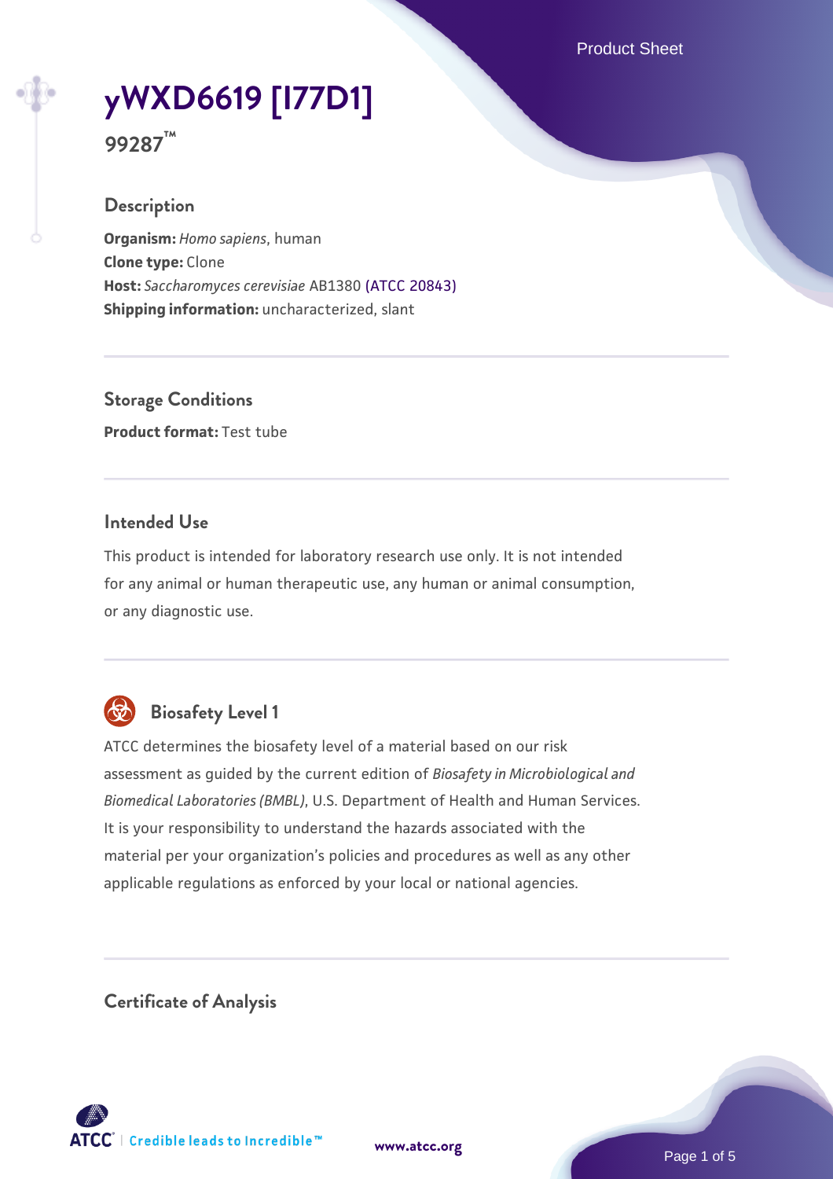# yWXD6619 [I77D1]

**99287™**

## Description

**Organism:** *Homo sapiens*, human
**Clone type:** Clone
**Host:** *Saccharomyces cerevisiae* AB1380 (ATCC 20843)
**Shipping information:** uncharacterized, slant

## Storage Conditions

**Product format:** Test tube

## Intended Use

This product is intended for laboratory research use only. It is not intended for any animal or human therapeutic use, any human or animal consumption, or any diagnostic use.

## Biosafety Level 1

ATCC determines the biosafety level of a material based on our risk assessment as guided by the current edition of *Biosafety in Microbiological and Biomedical Laboratories (BMBL)*, U.S. Department of Health and Human Services. It is your responsibility to understand the hazards associated with the material per your organization's policies and procedures as well as any other applicable regulations as enforced by your local or national agencies.

## Certificate of Analysis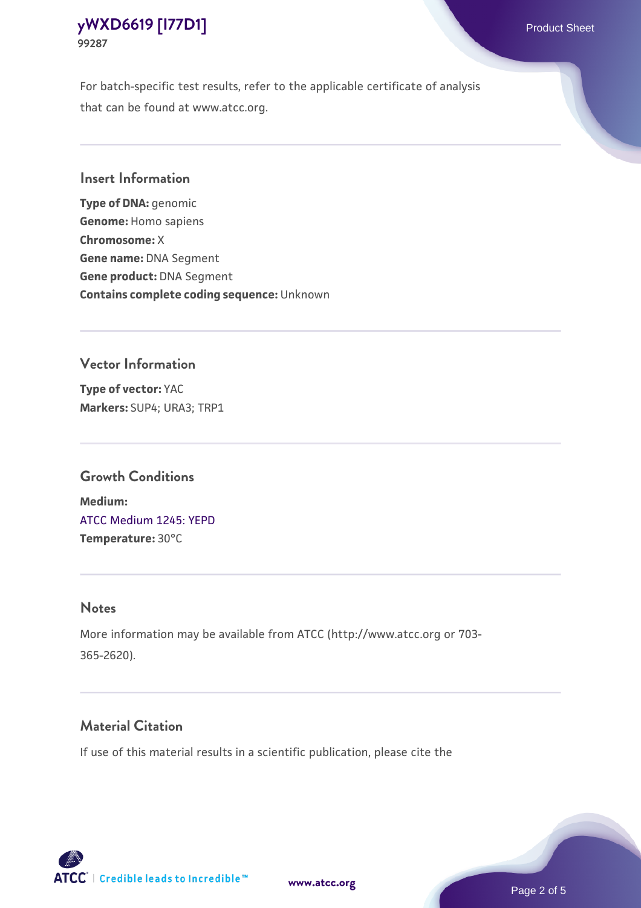For batch-specific test results, refer to the applicable certificate of analysis that can be found at www.atcc.org.

## Insert Information

**Type of DNA:** genomic
**Genome:** Homo sapiens
**Chromosome:** X
**Gene name:** DNA Segment
**Gene product:** DNA Segment
**Contains complete coding sequence:** Unknown

## Vector Information

**Type of vector:** YAC
**Markers:** SUP4; URA3; TRP1

## Growth Conditions

**Medium:**
ATCC Medium 1245: YEPD
**Temperature:** 30°C

## Notes

More information may be available from ATCC (http://www.atcc.org or 703-365-2620).

## Material Citation

If use of this material results in a scientific publication, please cite the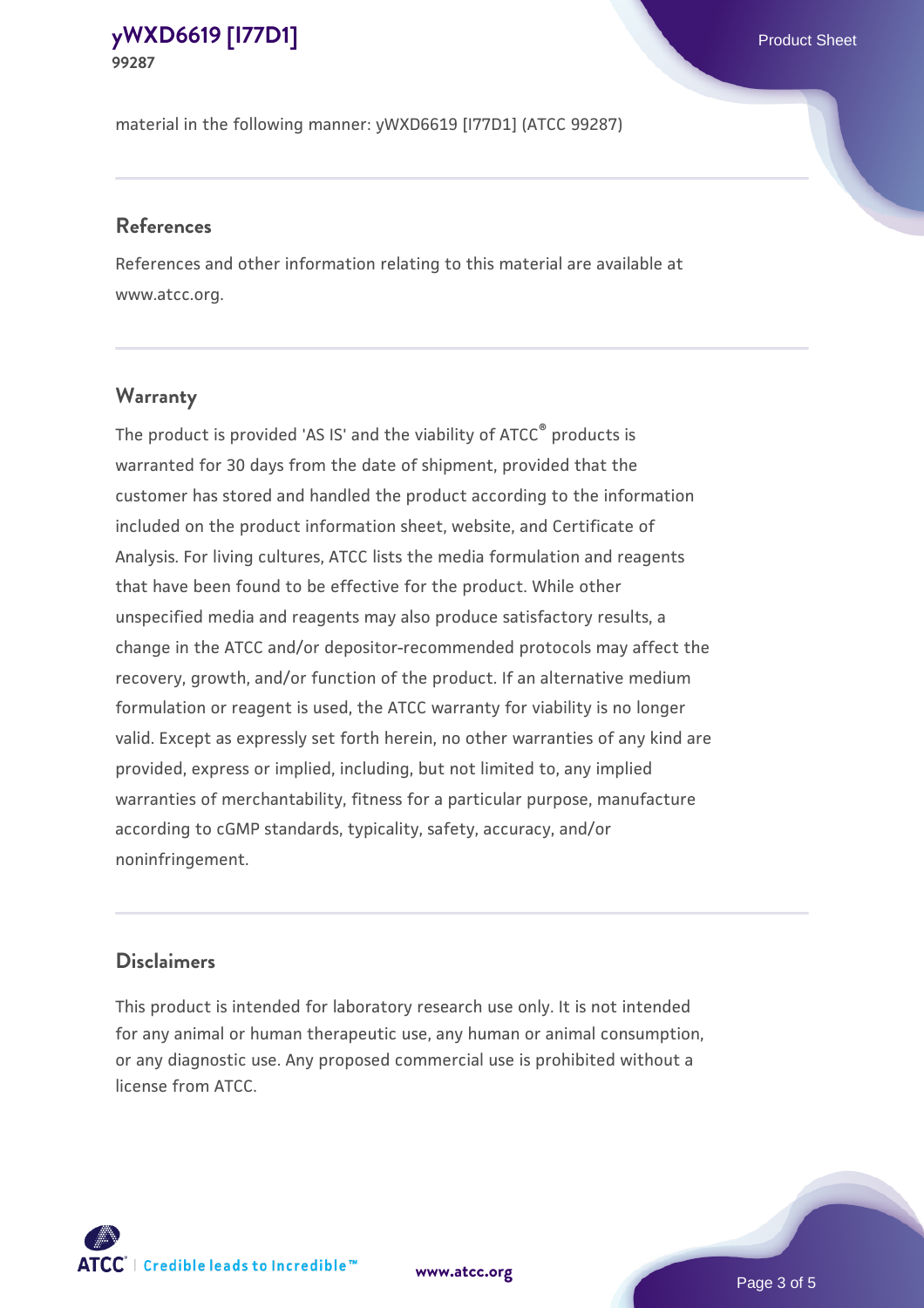material in the following manner: yWXD6619 [I77D1] (ATCC 99287)

## References

References and other information relating to this material are available at www.atcc.org.

## Warranty

The product is provided 'AS IS' and the viability of ATCC® products is warranted for 30 days from the date of shipment, provided that the customer has stored and handled the product according to the information included on the product information sheet, website, and Certificate of Analysis. For living cultures, ATCC lists the media formulation and reagents that have been found to be effective for the product. While other unspecified media and reagents may also produce satisfactory results, a change in the ATCC and/or depositor-recommended protocols may affect the recovery, growth, and/or function of the product. If an alternative medium formulation or reagent is used, the ATCC warranty for viability is no longer valid. Except as expressly set forth herein, no other warranties of any kind are provided, express or implied, including, but not limited to, any implied warranties of merchantability, fitness for a particular purpose, manufacture according to cGMP standards, typicality, safety, accuracy, and/or noninfringement.

## Disclaimers

This product is intended for laboratory research use only. It is not intended for any animal or human therapeutic use, any human or animal consumption, or any diagnostic use. Any proposed commercial use is prohibited without a license from ATCC.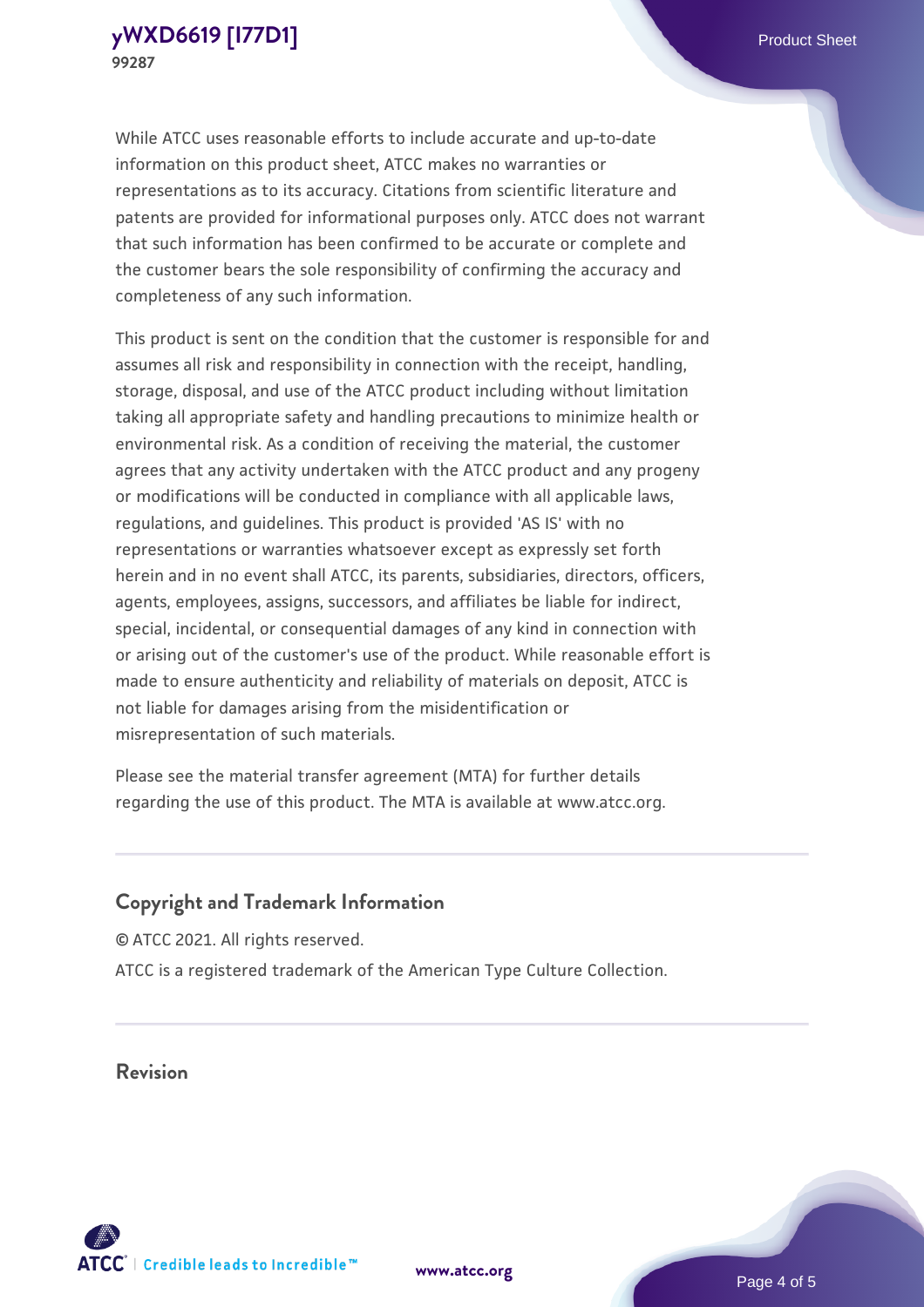While ATCC uses reasonable efforts to include accurate and up-to-date information on this product sheet, ATCC makes no warranties or representations as to its accuracy. Citations from scientific literature and patents are provided for informational purposes only. ATCC does not warrant that such information has been confirmed to be accurate or complete and the customer bears the sole responsibility of confirming the accuracy and completeness of any such information.

This product is sent on the condition that the customer is responsible for and assumes all risk and responsibility in connection with the receipt, handling, storage, disposal, and use of the ATCC product including without limitation taking all appropriate safety and handling precautions to minimize health or environmental risk. As a condition of receiving the material, the customer agrees that any activity undertaken with the ATCC product and any progeny or modifications will be conducted in compliance with all applicable laws, regulations, and guidelines. This product is provided 'AS IS' with no representations or warranties whatsoever except as expressly set forth herein and in no event shall ATCC, its parents, subsidiaries, directors, officers, agents, employees, assigns, successors, and affiliates be liable for indirect, special, incidental, or consequential damages of any kind in connection with or arising out of the customer's use of the product. While reasonable effort is made to ensure authenticity and reliability of materials on deposit, ATCC is not liable for damages arising from the misidentification or misrepresentation of such materials.

Please see the material transfer agreement (MTA) for further details regarding the use of this product. The MTA is available at www.atcc.org.

## Copyright and Trademark Information

© ATCC 2021. All rights reserved.

ATCC is a registered trademark of the American Type Culture Collection.

## Revision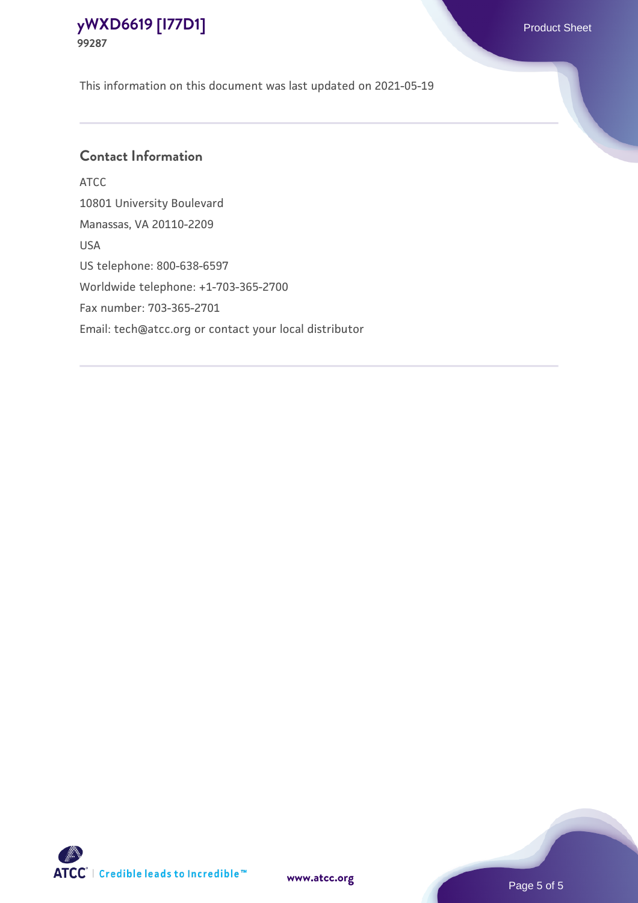This information on this document was last updated on 2021-05-19

## Contact Information

ATCC
10801 University Boulevard
Manassas, VA 20110-2209
USA
US telephone: 800-638-6597
Worldwide telephone: +1-703-365-2700
Fax number: 703-365-2701
Email: tech@atcc.org or contact your local distributor